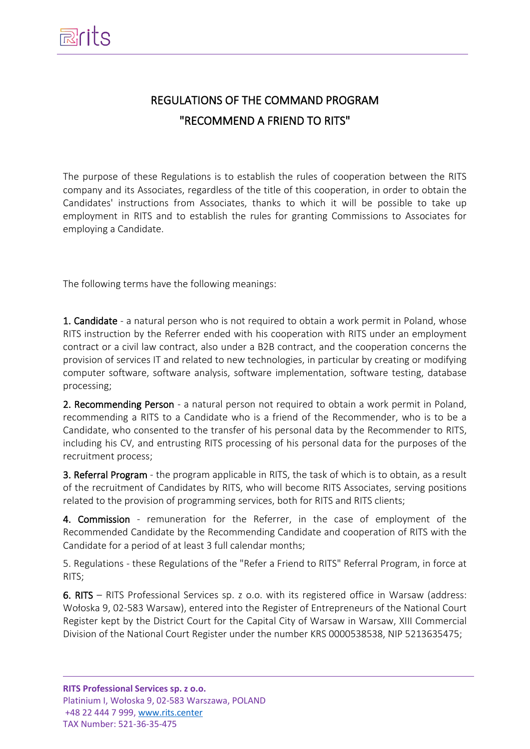# REGULATIONS OF THE COMMAND PROGRAM "RECOMMEND A FRIEND TO RITS"

The purpose of these Regulations is to establish the rules of cooperation between the RITS company and its Associates, regardless of the title of this cooperation, in order to obtain the Candidates' instructions from Associates, thanks to which it will be possible to take up employment in RITS and to establish the rules for granting Commissions to Associates for employing a Candidate.

The following terms have the following meanings:

**1. Candidate** - a natural person who is not required to obtain a work permit in Poland, whose RITS instruction by the Referrer ended with his cooperation with RITS under an employment contract or a civil law contract, also under a B2B contract, and the cooperation concerns the provision of services IT and related to new technologies, in particular by creating or modifying computer software, software analysis, software implementation, software testing, database processing;

**2. Recommending Person** - a natural person not required to obtain a work permit in Poland, recommending a RITS to a Candidate who is a friend of the Recommender, who is to be a Candidate, who consented to the transfer of his personal data by the Recommender to RITS, including his CV, and entrusting RITS processing of his personal data for the purposes of the recruitment process;

**3. Referral Program** - the program applicable in RITS, the task of which is to obtain, as a result of the recruitment of Candidates by RITS, who will become RITS Associates, serving positions related to the provision of programming services, both for RITS and RITS clients;

**4. Commission** - remuneration for the Referrer, in the case of employment of the Recommended Candidate by the Recommending Candidate and cooperation of RITS with the Candidate for a period of at least 3 full calendar months;

5. Regulations - these Regulations of the "Refer a Friend to RITS" Referral Program, in force at RITS;

**6. RITS** – RITS Professional Services sp. z o.o. with its registered office in Warsaw (address: Wołoska 9, 02-583 Warsaw), entered into the Register of Entrepreneurs of the National Court Register kept by the District Court for the Capital City of Warsaw in Warsaw, XIII Commercial Division of the National Court Register under the number KRS 0000538538, NIP 5213635475;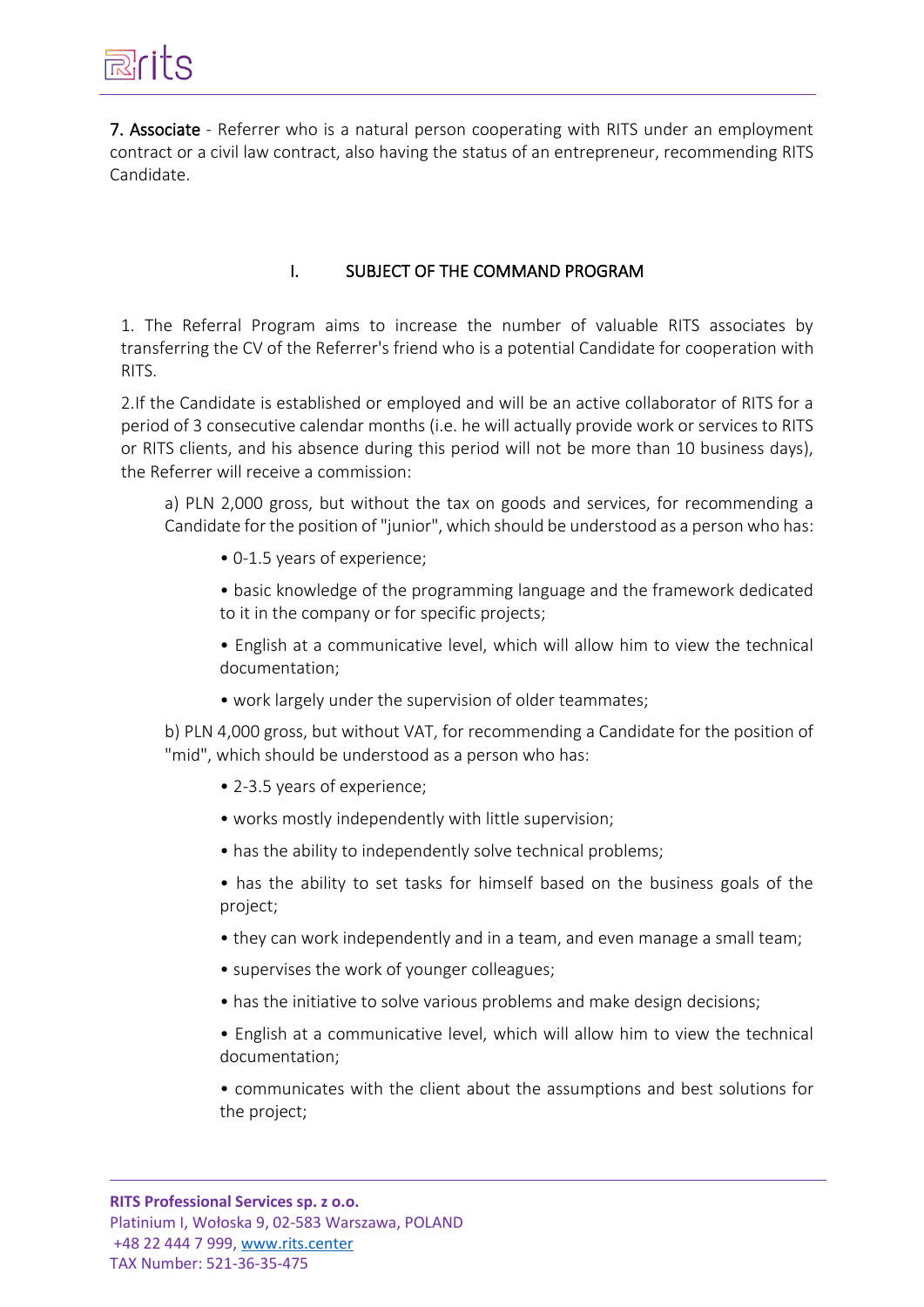**7. Associate** - Referrer who is a natural person cooperating with RITS under an employment contract or a civil law contract, also having the status of an entrepreneur, recommending RITS Candidate.

## I. SUBJECT OF THE COMMAND PROGRAM

1. The Referral Program aims to increase the number of valuable RITS associates by transferring the CV of the Referrer's friend who is a potential Candidate for cooperation with RITS.

2.If the Candidate is established or employed and will be an active collaborator of RITS for a period of 3 consecutive calendar months (i.e. he will actually provide work or services to RITS or RITS clients, and his absence during this period will not be more than 10 business days), the Referrer will receive a commission:

a) PLN 2,000 gross, but without the tax on goods and services, for recommending a Candidate for the position of "junior", which should be understood as a person who has:

- 0-1.5 years of experience;
- basic knowledge of the programming language and the framework dedicated to it in the company or for specific projects;
- English at a communicative level, which will allow him to view the technical documentation;
- work largely under the supervision of older teammates;

b) PLN 4,000 gross, but without VAT, for recommending a Candidate for the position of "mid", which should be understood as a person who has:

- 2-3.5 years of experience;
- works mostly independently with little supervision;
- has the ability to independently solve technical problems;
- has the ability to set tasks for himself based on the business goals of the project;
- they can work independently and in a team, and even manage a small team;
- supervises the work of younger colleagues;
- has the initiative to solve various problems and make design decisions;
- English at a communicative level, which will allow him to view the technical documentation;
- communicates with the client about the assumptions and best solutions for the project;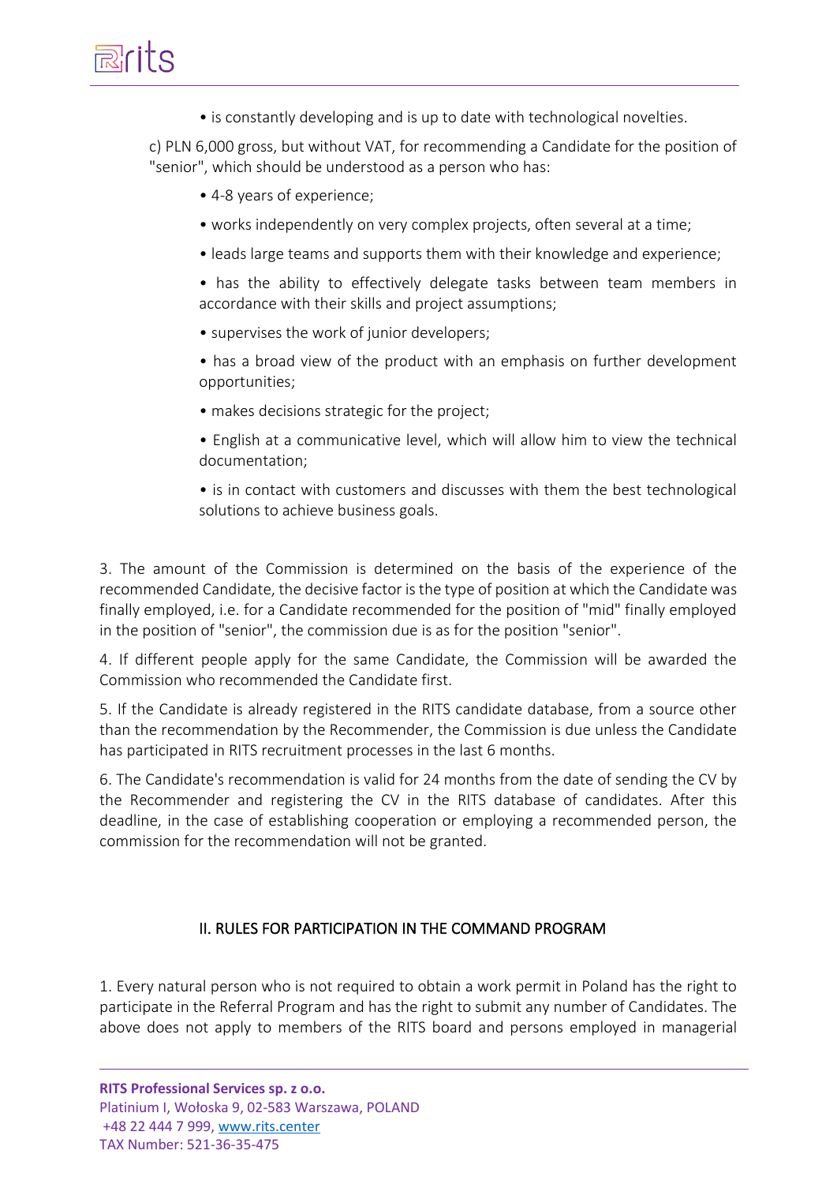- is constantly developing and is up to date with technological novelties.

c) PLN 6,000 gross, but without VAT, for recommending a Candidate for the position of "senior", which should be understood as a person who has:

- 4-8 years of experience;
- works independently on very complex projects, often several at a time;
- leads large teams and supports them with their knowledge and experience;
- has the ability to effectively delegate tasks between team members in accordance with their skills and project assumptions;
- supervises the work of junior developers;
- has a broad view of the product with an emphasis on further development opportunities;
- makes decisions strategic for the project;
- English at a communicative level, which will allow him to view the technical documentation;
- is in contact with customers and discusses with them the best technological solutions to achieve business goals.

3. The amount of the Commission is determined on the basis of the experience of the recommended Candidate, the decisive factor is the type of position at which the Candidate was finally employed, i.e. for a Candidate recommended for the position of "mid" finally employed in the position of "senior", the commission due is as for the position "senior".

4. If different people apply for the same Candidate, the Commission will be awarded the Commission who recommended the Candidate first.

5. If the Candidate is already registered in the RITS candidate database, from a source other than the recommendation by the Recommender, the Commission is due unless the Candidate has participated in RITS recruitment processes in the last 6 months.

6. The Candidate's recommendation is valid for 24 months from the date of sending the CV by the Recommender and registering the CV in the RITS database of candidates. After this deadline, in the case of establishing cooperation or employing a recommended person, the commission for the recommendation will not be granted.

## II. RULES FOR PARTICIPATION IN THE COMMAND PROGRAM

1. Every natural person who is not required to obtain a work permit in Poland has the right to participate in the Referral Program and has the right to submit any number of Candidates. The above does not apply to members of the RITS board and persons employed in managerial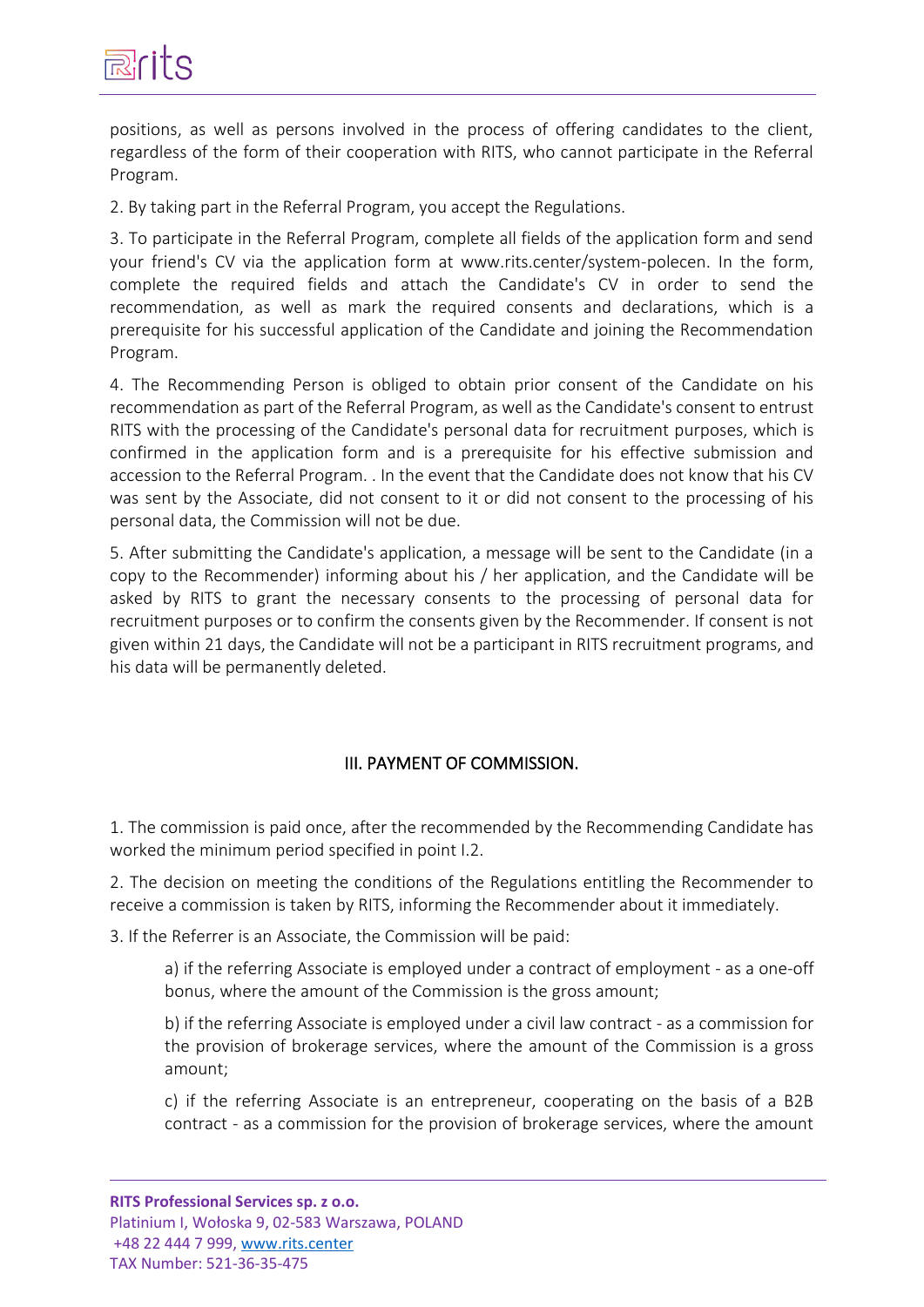positions, as well as persons involved in the process of offering candidates to the client, regardless of the form of their cooperation with RITS, who cannot participate in the Referral Program.

2. By taking part in the Referral Program, you accept the Regulations.

3. To participate in the Referral Program, complete all fields of the application form and send your friend's CV via the application form at www.rits.center/system-polecen. In the form, complete the required fields and attach the Candidate's CV in order to send the recommendation, as well as mark the required consents and declarations, which is a prerequisite for his successful application of the Candidate and joining the Recommendation Program.

4. The Recommending Person is obliged to obtain prior consent of the Candidate on his recommendation as part of the Referral Program, as well as the Candidate's consent to entrust RITS with the processing of the Candidate's personal data for recruitment purposes, which is confirmed in the application form and is a prerequisite for his effective submission and accession to the Referral Program. . In the event that the Candidate does not know that his CV was sent by the Associate, did not consent to it or did not consent to the processing of his personal data, the Commission will not be due.

5. After submitting the Candidate's application, a message will be sent to the Candidate (in a copy to the Recommender) informing about his / her application, and the Candidate will be asked by RITS to grant the necessary consents to the processing of personal data for recruitment purposes or to confirm the consents given by the Recommender. If consent is not given within 21 days, the Candidate will not be a participant in RITS recruitment programs, and his data will be permanently deleted.

## III. PAYMENT OF COMMISSION.

1. The commission is paid once, after the recommended by the Recommending Candidate has worked the minimum period specified in point I.2.

2. The decision on meeting the conditions of the Regulations entitling the Recommender to receive a commission is taken by RITS, informing the Recommender about it immediately.

3. If the Referrer is an Associate, the Commission will be paid:

   a) if the referring Associate is employed under a contract of employment - as a one-off bonus, where the amount of the Commission is the gross amount;

   b) if the referring Associate is employed under a civil law contract - as a commission for the provision of brokerage services, where the amount of the Commission is a gross amount;

   c) if the referring Associate is an entrepreneur, cooperating on the basis of a B2B contract - as a commission for the provision of brokerage services, where the amount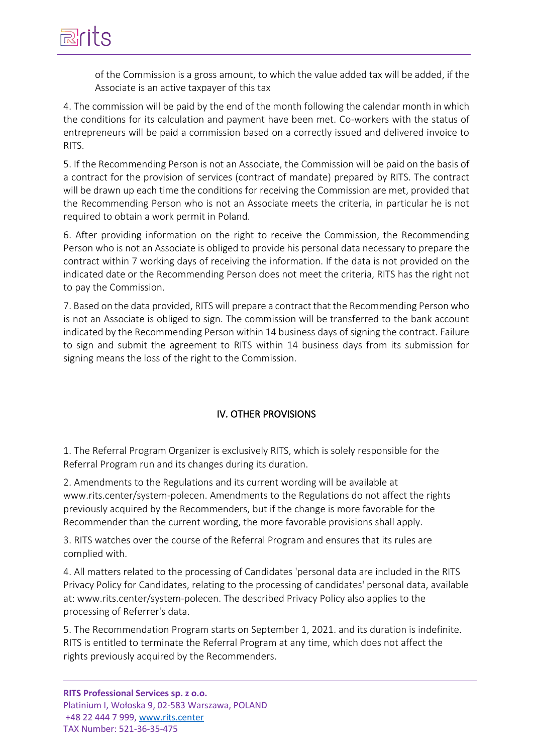of the Commission is a gross amount, to which the value added tax will be added, if the Associate is an active taxpayer of this tax

4. The commission will be paid by the end of the month following the calendar month in which the conditions for its calculation and payment have been met. Co-workers with the status of entrepreneurs will be paid a commission based on a correctly issued and delivered invoice to RITS.

5. If the Recommending Person is not an Associate, the Commission will be paid on the basis of a contract for the provision of services (contract of mandate) prepared by RITS. The contract will be drawn up each time the conditions for receiving the Commission are met, provided that the Recommending Person who is not an Associate meets the criteria, in particular he is not required to obtain a work permit in Poland.

6. After providing information on the right to receive the Commission, the Recommending Person who is not an Associate is obliged to provide his personal data necessary to prepare the contract within 7 working days of receiving the information. If the data is not provided on the indicated date or the Recommending Person does not meet the criteria, RITS has the right not to pay the Commission.

7. Based on the data provided, RITS will prepare a contract that the Recommending Person who is not an Associate is obliged to sign. The commission will be transferred to the bank account indicated by the Recommending Person within 14 business days of signing the contract. Failure to sign and submit the agreement to RITS within 14 business days from its submission for signing means the loss of the right to the Commission.

## IV. OTHER PROVISIONS

1. The Referral Program Organizer is exclusively RITS, which is solely responsible for the Referral Program run and its changes during its duration.

2. Amendments to the Regulations and its current wording will be available at www.rits.center/system-polecen. Amendments to the Regulations do not affect the rights previously acquired by the Recommenders, but if the change is more favorable for the Recommender than the current wording, the more favorable provisions shall apply.

3. RITS watches over the course of the Referral Program and ensures that its rules are complied with.

4. All matters related to the processing of Candidates 'personal data are included in the RITS Privacy Policy for Candidates, relating to the processing of candidates' personal data, available at: www.rits.center/system-polecen. The described Privacy Policy also applies to the processing of Referrer's data.

5. The Recommendation Program starts on September 1, 2021. and its duration is indefinite. RITS is entitled to terminate the Referral Program at any time, which does not affect the rights previously acquired by the Recommenders.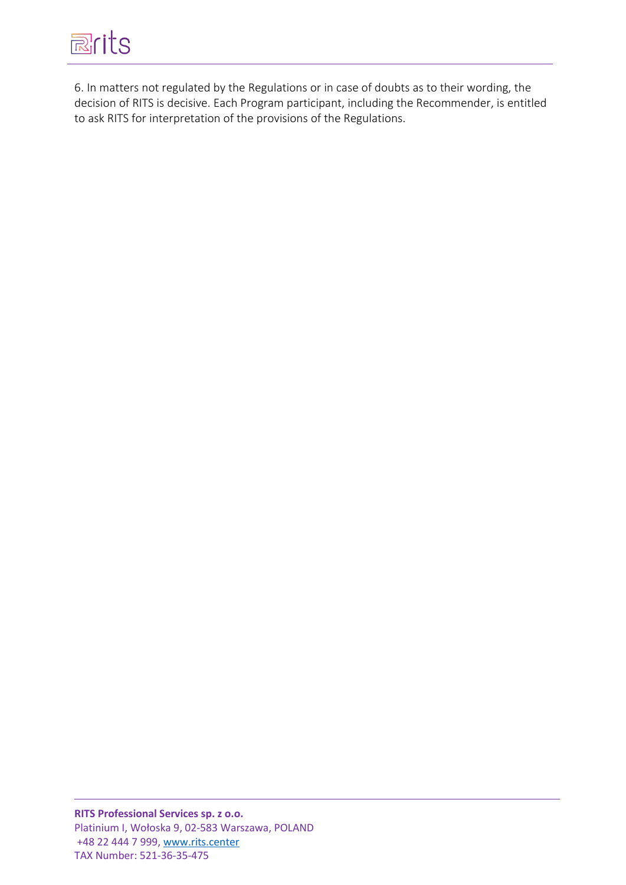6. In matters not regulated by the Regulations or in case of doubts as to their wording, the decision of RITS is decisive. Each Program participant, including the Recommender, is entitled to ask RITS for interpretation of the provisions of the Regulations.